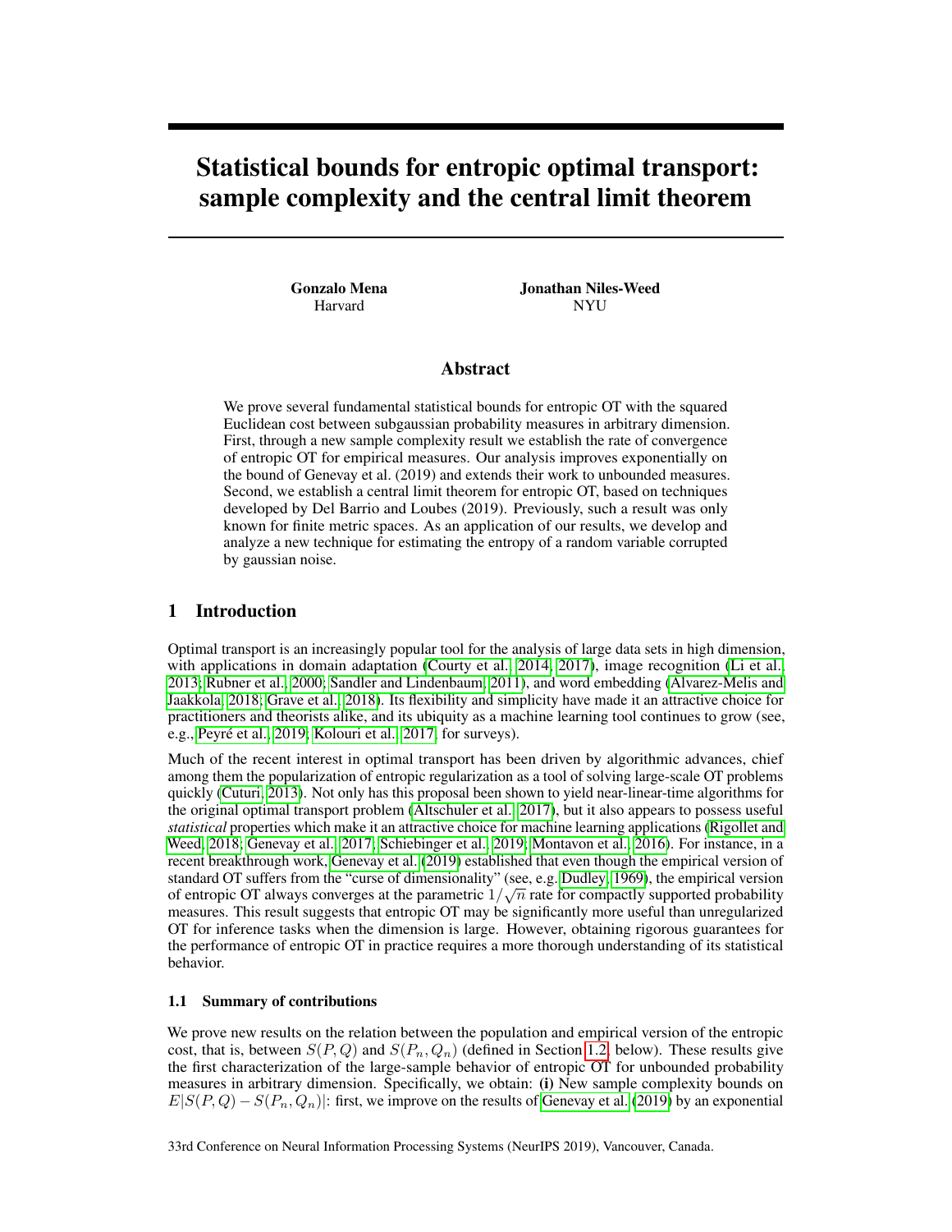# Statistical bounds for entropic optimal transport: sample complexity and the central limit theorem

**Gonzalo Mena**
Harvard

**Jonathan Niles-Weed**
NYU

## Abstract

We prove several fundamental statistical bounds for entropic OT with the squared Euclidean cost between subgaussian probability measures in arbitrary dimension. First, through a new sample complexity result we establish the rate of convergence of entropic OT for empirical measures. Our analysis improves exponentially on the bound of Genevay et al. (2019) and extends their work to unbounded measures. Second, we establish a central limit theorem for entropic OT, based on techniques developed by Del Barrio and Loubes (2019). Previously, such a result was only known for finite metric spaces. As an application of our results, we develop and analyze a new technique for estimating the entropy of a random variable corrupted by gaussian noise.

## 1 Introduction

Optimal transport is an increasingly popular tool for the analysis of large data sets in high dimension, with applications in domain adaptation (Courty et al., 2014, 2017), image recognition (Li et al., 2013; Rubner et al., 2000; Sandler and Lindenbaum, 2011), and word embedding (Alvarez-Melis and Jaakkola, 2018; Grave et al., 2018). Its flexibility and simplicity have made it an attractive choice for practitioners and theorists alike, and its ubiquity as a machine learning tool continues to grow (see, e.g., Peyré et al., 2019; Kolouri et al., 2017, for surveys).

Much of the recent interest in optimal transport has been driven by algorithmic advances, chief among them the popularization of entropic regularization as a tool of solving large-scale OT problems quickly (Cuturi, 2013). Not only has this proposal been shown to yield near-linear-time algorithms for the original optimal transport problem (Altschuler et al., 2017), but it also appears to possess useful *statistical* properties which make it an attractive choice for machine learning applications (Rigollet and Weed, 2018; Genevay et al., 2017; Schiebinger et al., 2019; Montavon et al., 2016). For instance, in a recent breakthrough work, Genevay et al. (2019) established that even though the empirical version of standard OT suffers from the "curse of dimensionality" (see, e.g. Dudley, 1969), the empirical version of entropic OT always converges at the parametric $1/\sqrt{n}$ rate for compactly supported probability measures. This result suggests that entropic OT may be significantly more useful than unregularized OT for inference tasks when the dimension is large. However, obtaining rigorous guarantees for the performance of entropic OT in practice requires a more thorough understanding of its statistical behavior.

### 1.1 Summary of contributions

We prove new results on the relation between the population and empirical version of the entropic cost, that is, between $S(P, Q)$ and $S(P_n, Q_n)$ (defined in Section 1.2, below). These results give the first characterization of the large-sample behavior of entropic OT for unbounded probability measures in arbitrary dimension. Specifically, we obtain: **(i)** New sample complexity bounds on $E|S(P, Q) - S(P_n, Q_n)|$: first, we improve on the results of Genevay et al. (2019) by an exponential

33rd Conference on Neural Information Processing Systems (NeurIPS 2019), Vancouver, Canada.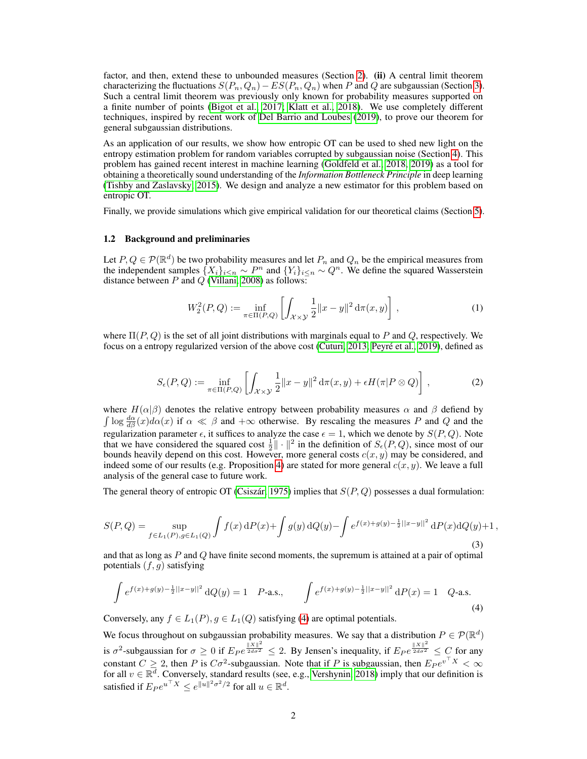factor, and then, extend these to unbounded measures (Section 2). **(ii)** A central limit theorem characterizing the fluctuations $S(P_n, Q_n) - ES(P_n, Q_n)$ when $P$ and $Q$ are subgaussian (Section 3). Such a central limit theorem was previously only known for probability measures supported on a finite number of points (Bigot et al., 2017; Klatt et al., 2018). We use completely different techniques, inspired by recent work of Del Barrio and Loubes (2019), to prove our theorem for general subgaussian distributions.

As an application of our results, we show how entropic OT can be used to shed new light on the entropy estimation problem for random variables corrupted by subgaussian noise (Section 4). This problem has gained recent interest in machine learning (Goldfeld et al., 2018, 2019) as a tool for obtaining a theoretically sound understanding of the *Information Bottleneck Principle* in deep learning (Tishby and Zaslavsky, 2015). We design and analyze a new estimator for this problem based on entropic OT.

Finally, we provide simulations which give empirical validation for our theoretical claims (Section 5).

### 1.2 Background and preliminaries

Let $P, Q \in \mathcal{P}(\mathbb{R}^d)$ be two probability measures and let $P_n$ and $Q_n$ be the empirical measures from the independent samples $\{X_i\}_{i\leq n} \sim P^n$ and $\{Y_i\}_{i\leq n} \sim Q^n$. We define the squared Wasserstein distance between $P$ and $Q$ (Villani, 2008) as follows:

$$W_2^2(P,Q) := \inf_{\pi \in \Pi(P,Q)} \left[ \int_{\mathcal{X}\times\mathcal{Y}} \frac{1}{2}\|x-y\|^2 \,\mathrm{d}\pi(x,y) \right], \tag{1}$$

where $\Pi(P,Q)$ is the set of all joint distributions with marginals equal to $P$ and $Q$, respectively. We focus on a entropy regularized version of the above cost (Cuturi, 2013; Peyré et al., 2019), defined as

$$S_\epsilon(P,Q) := \inf_{\pi \in \Pi(P,Q)} \left[ \int_{\mathcal{X}\times\mathcal{Y}} \frac{1}{2}\|x-y\|^2 \,\mathrm{d}\pi(x,y) + \epsilon H(\pi | P \otimes Q) \right], \tag{2}$$

where $H(\alpha|\beta)$ denotes the relative entropy between probability measures $\alpha$ and $\beta$ defiend by $\int \log \frac{d\alpha}{d\beta}(x) d\alpha(x)$ if $\alpha \ll \beta$ and $+\infty$ otherwise. By rescaling the measures $P$ and $Q$ and the regularization parameter $\epsilon$, it suffices to analyze the case $\epsilon = 1$, which we denote by $S(P,Q)$. Note that we have considered the squared cost $\frac{1}{2}\|\cdot\|^2$ in the definition of $S_\epsilon(P,Q)$, since most of our bounds heavily depend on this cost. However, more general costs $c(x,y)$ may be considered, and indeed some of our results (e.g. Proposition 4) are stated for more general $c(x,y)$. We leave a full analysis of the general case to future work.

The general theory of entropic OT (Csiszár, 1975) implies that $S(P,Q)$ possesses a dual formulation:

$$S(P,Q) = \sup_{f \in L_1(P), g \in L_1(Q)} \int f(x)\,\mathrm{d}P(x) + \int g(y)\,\mathrm{d}Q(y) - \int e^{f(x)+g(y)-\frac{1}{2}||x-y||^2}\,\mathrm{d}P(x)\mathrm{d}Q(y) + 1\,, \tag{3}$$

and that as long as $P$ and $Q$ have finite second moments, the supremum is attained at a pair of optimal potentials $(f, g)$ satisfying

$$\int e^{f(x)+g(y)-\frac{1}{2}||x-y||^2}\,\mathrm{d}Q(y) = 1 \quad P\text{-a.s.}, \qquad \int e^{f(x)+g(y)-\frac{1}{2}||x-y||^2}\,\mathrm{d}P(x) = 1 \quad Q\text{-a.s.} \tag{4}$$

Conversely, any $f \in L_1(P), g \in L_1(Q)$ satisfying (4) are optimal potentials.

We focus throughout on subgaussian probability measures. We say that a distribution $P \in \mathcal{P}(\mathbb{R}^d)$ is $\sigma^2$-subgaussian for $\sigma \geq 0$ if $E_P e^{\frac{\|X\|^2}{2d\sigma^2}} \leq 2$. By Jensen's inequality, if $E_P e^{\frac{\|X\|^2}{2d\sigma^2}} \leq C$ for any constant $C \geq 2$, then $P$ is $C\sigma^2$-subgaussian. Note that if $P$ is subgaussian, then $E_P e^{v^\top X} < \infty$ for all $v \in \mathbb{R}^d$. Conversely, standard results (see, e.g., Vershynin, 2018) imply that our definition is satisfied if $E_P e^{u^\top X} \leq e^{\|u\|^2\sigma^2/2}$ for all $u \in \mathbb{R}^d$.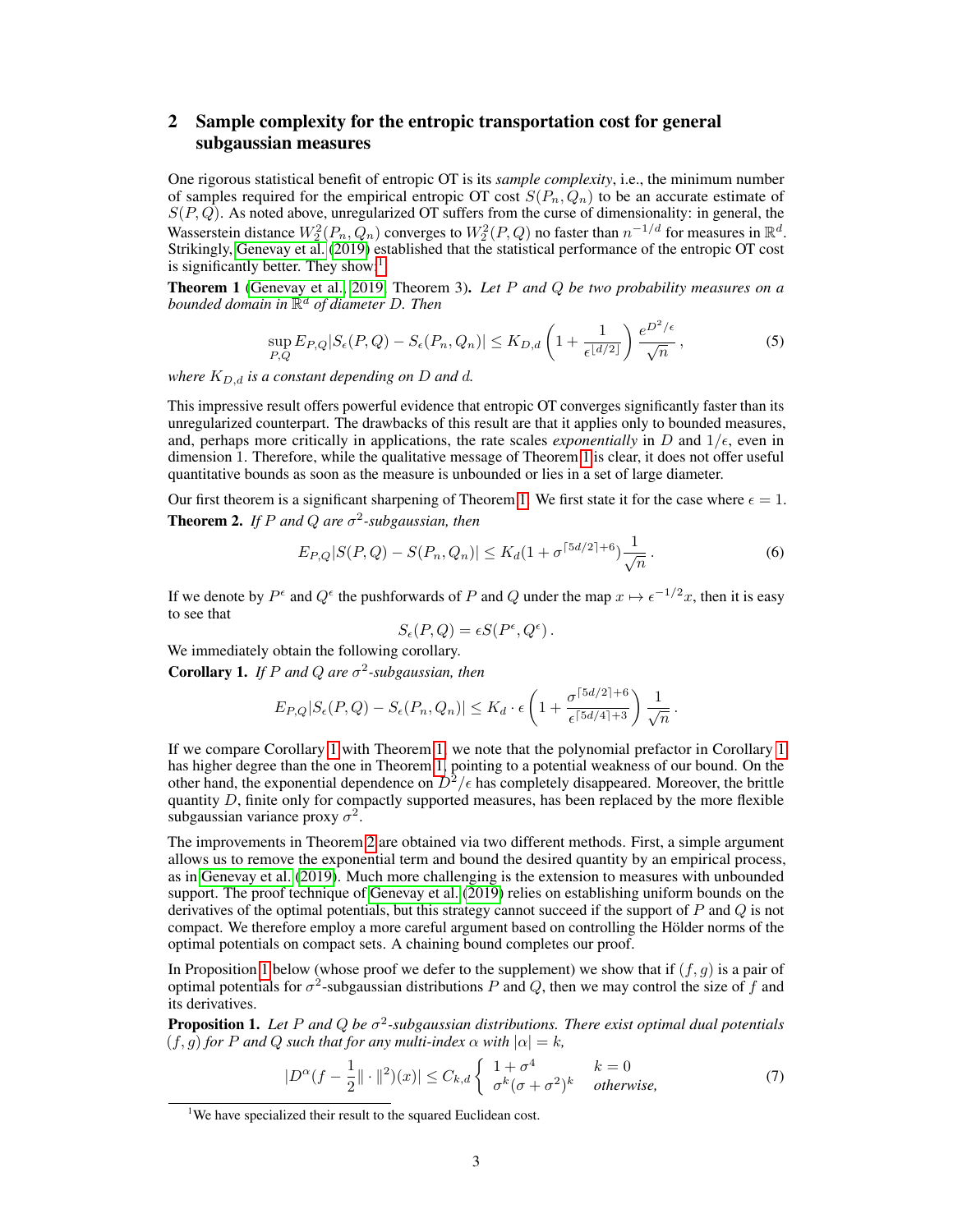## 2 Sample complexity for the entropic transportation cost for general subgaussian measures

One rigorous statistical benefit of entropic OT is its *sample complexity*, i.e., the minimum number of samples required for the empirical entropic OT cost $S(P_n, Q_n)$ to be an accurate estimate of $S(P, Q)$. As noted above, unregularized OT suffers from the curse of dimensionality: in general, the Wasserstein distance $W_2^2(P_n, Q_n)$ converges to $W_2^2(P, Q)$ no faster than $n^{-1/d}$ for measures in $\mathbb{R}^d$. Strikingly, Genevay et al. (2019) established that the statistical performance of the entropic OT cost is significantly better. They show:[1]

**Theorem 1** (Genevay et al., 2019, Theorem 3)**.** *Let $P$ and $Q$ be two probability measures on a bounded domain in $\mathbb{R}^d$ of diameter $D$. Then*

$$\sup_{P,Q} E_{P,Q}|S_\epsilon(P, Q) - S_\epsilon(P_n, Q_n)| \leq K_{D,d}\left(1 + \frac{1}{\epsilon^{\lfloor d/2 \rfloor}}\right)\frac{e^{D^2/\epsilon}}{\sqrt{n}}\,, \tag{5}$$

*where $K_{D,d}$ is a constant depending on $D$ and $d$.*

This impressive result offers powerful evidence that entropic OT converges significantly faster than its unregularized counterpart. The drawbacks of this result are that it applies only to bounded measures, and, perhaps more critically in applications, the rate scales *exponentially* in $D$ and $1/\epsilon$, even in dimension 1. Therefore, while the qualitative message of Theorem 1 is clear, it does not offer useful quantitative bounds as soon as the measure is unbounded or lies in a set of large diameter.

Our first theorem is a significant sharpening of Theorem 1. We first state it for the case where $\epsilon = 1$.

**Theorem 2.** *If $P$ and $Q$ are $\sigma^2$-subgaussian, then*

$$E_{P,Q}|S(P, Q) - S(P_n, Q_n)| \leq K_d(1 + \sigma^{\lceil 5d/2 \rceil + 6})\frac{1}{\sqrt{n}}\,. \tag{6}$$

If we denote by $P^\epsilon$ and $Q^\epsilon$ the pushforwards of $P$ and $Q$ under the map $x \mapsto \epsilon^{-1/2}x$, then it is easy to see that

$$S_\epsilon(P, Q) = \epsilon S(P^\epsilon, Q^\epsilon)\,.$$

We immediately obtain the following corollary.

**Corollary 1.** *If $P$ and $Q$ are $\sigma^2$-subgaussian, then*

$$E_{P,Q}|S_\epsilon(P, Q) - S_\epsilon(P_n, Q_n)| \leq K_d \cdot \epsilon\left(1 + \frac{\sigma^{\lceil 5d/2 \rceil + 6}}{\epsilon^{\lceil 5d/4 \rceil + 3}}\right)\frac{1}{\sqrt{n}}\,.$$

If we compare Corollary 1 with Theorem 1, we note that the polynomial prefactor in Corollary 1 has higher degree than the one in Theorem 1, pointing to a potential weakness of our bound. On the other hand, the exponential dependence on $D^2/\epsilon$ has completely disappeared. Moreover, the brittle quantity $D$, finite only for compactly supported measures, has been replaced by the more flexible subgaussian variance proxy $\sigma^2$.

The improvements in Theorem 2 are obtained via two different methods. First, a simple argument allows us to remove the exponential term and bound the desired quantity by an empirical process, as in Genevay et al. (2019). Much more challenging is the extension to measures with unbounded support. The proof technique of Genevay et al. (2019) relies on establishing uniform bounds on the derivatives of the optimal potentials, but this strategy cannot succeed if the support of $P$ and $Q$ is not compact. We therefore employ a more careful argument based on controlling the Hölder norms of the optimal potentials on compact sets. A chaining bound completes our proof.

In Proposition 1 below (whose proof we defer to the supplement) we show that if $(f, g)$ is a pair of optimal potentials for $\sigma^2$-subgaussian distributions $P$ and $Q$, then we may control the size of $f$ and its derivatives.

**Proposition 1.** *Let $P$ and $Q$ be $\sigma^2$-subgaussian distributions. There exist optimal dual potentials $(f, g)$ for $P$ and $Q$ such that for any multi-index $\alpha$ with $|\alpha| = k$,*

$$|D^\alpha(f - \frac{1}{2}\|\cdot\|^2)(x)| \leq C_{k,d}\begin{cases} 1 + \sigma^4 & k = 0 \\ \sigma^k(\sigma + \sigma^2)^k & \text{otherwise,} \end{cases} \tag{7}$$

---

[1] We have specialized their result to the squared Euclidean cost.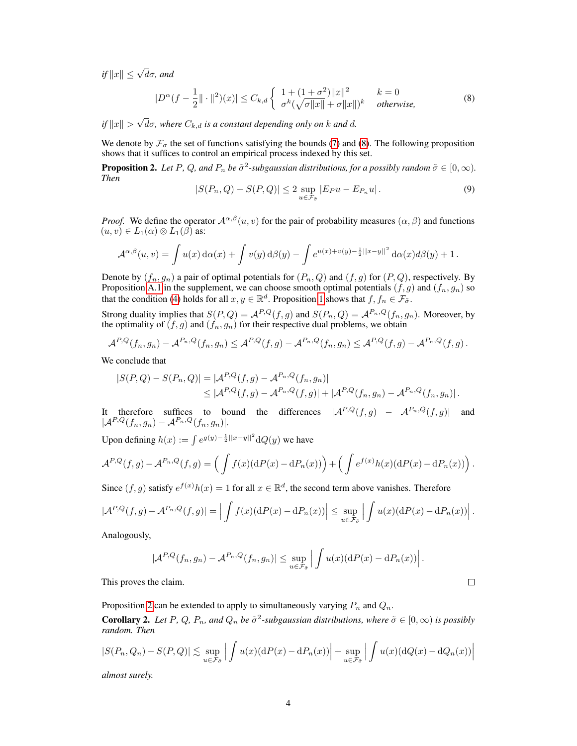*if* $\|x\| \leq \sqrt{d}\sigma$*, and*

$$|D^\alpha(f - \frac{1}{2}\|\cdot\|^2)(x)| \leq C_{k,d} \begin{cases} 1 + (1+\sigma^2)\|x\|^2 & k = 0 \\ \sigma^k(\sqrt{\sigma\|x\|} + \sigma\|x\|)^k & \text{otherwise,} \end{cases} \tag{8}$$

*if* $\|x\| > \sqrt{d}\sigma$*, where* $C_{k,d}$ *is a constant depending only on* $k$ *and* $d$*.*

We denote by $\mathcal{F}_\sigma$ the set of functions satisfying the bounds (7) and (8). The following proposition shows that it suffices to control an empirical process indexed by this set.

**Proposition 2.** *Let* $P$*,* $Q$*, and* $P_n$ *be* $\tilde{\sigma}^2$*-subgaussian distributions, for a possibly random* $\tilde{\sigma} \in [0, \infty)$*. Then*

$$|S(P_n, Q) - S(P, Q)| \leq 2 \sup_{u \in \mathcal{F}_{\tilde{\sigma}}} |E_P u - E_{P_n} u| \,. \tag{9}$$

*Proof.* We define the operator $\mathcal{A}^{\alpha,\beta}(u, v)$ for the pair of probability measures $(\alpha, \beta)$ and functions $(u, v) \in L_1(\alpha) \otimes L_1(\beta)$ as:

$$\mathcal{A}^{\alpha,\beta}(u, v) = \int u(x) \, \mathrm{d}\alpha(x) + \int v(y) \, \mathrm{d}\beta(y) - \int e^{u(x) + v(y) - \frac{1}{2}||x-y||^2} \, \mathrm{d}\alpha(x) d\beta(y) + 1 \,.$$

Denote by $(f_n, g_n)$ a pair of optimal potentials for $(P_n, Q)$ and $(f, g)$ for $(P, Q)$, respectively. By Proposition A.1 in the supplement, we can choose smooth optimal potentials $(f, g)$ and $(f_n, g_n)$ so that the condition (4) holds for all $x, y \in \mathbb{R}^d$. Proposition 1 shows that $f, f_n \in \mathcal{F}_{\tilde{\sigma}}$.

Strong duality implies that $S(P, Q) = \mathcal{A}^{P,Q}(f, g)$ and $S(P_n, Q) = \mathcal{A}^{P_n,Q}(f_n, g_n)$. Moreover, by the optimality of $(f, g)$ and $(f_n, g_n)$ for their respective dual problems, we obtain

$$\mathcal{A}^{P,Q}(f_n, g_n) - \mathcal{A}^{P_n,Q}(f_n, g_n) \leq \mathcal{A}^{P,Q}(f, g) - \mathcal{A}^{P_n,Q}(f_n, g_n) \leq \mathcal{A}^{P,Q}(f, g) - \mathcal{A}^{P_n,Q}(f, g) \,.$$

We conclude that

$$\begin{aligned} |S(P, Q) - S(P_n, Q)| &= |\mathcal{A}^{P,Q}(f, g) - \mathcal{A}^{P_n,Q}(f_n, g_n)| \\ &\leq |\mathcal{A}^{P,Q}(f, g) - \mathcal{A}^{P_n,Q}(f, g)| + |\mathcal{A}^{P,Q}(f_n, g_n) - \mathcal{A}^{P_n,Q}(f_n, g_n)| \,. \end{aligned}$$

It therefore suffices to bound the differences $|\mathcal{A}^{P,Q}(f, g) - \mathcal{A}^{P_n,Q}(f, g)|$ and $|\mathcal{A}^{P,Q}(f_n, g_n) - \mathcal{A}^{P_n,Q}(f_n, g_n)|$.

Upon defining $h(x) := \int e^{g(y) - \frac{1}{2}||x-y||^2} \mathrm{d}Q(y)$ we have

$$\mathcal{A}^{P,Q}(f, g) - \mathcal{A}^{P_n,Q}(f, g) = \Big( \int f(x)(\mathrm{d}P(x) - \mathrm{d}P_n(x)) \Big) + \Big( \int e^{f(x)} h(x)(\mathrm{d}P(x) - \mathrm{d}P_n(x)) \Big) \,.$$

Since $(f, g)$ satisfy $e^{f(x)} h(x) = 1$ for all $x \in \mathbb{R}^d$, the second term above vanishes. Therefore

$$|\mathcal{A}^{P,Q}(f, g) - \mathcal{A}^{P_n,Q}(f, g)| = \Big| \int f(x)(\mathrm{d}P(x) - \mathrm{d}P_n(x)) \Big| \leq \sup_{u \in \mathcal{F}_{\tilde{\sigma}}} \Big| \int u(x)(\mathrm{d}P(x) - \mathrm{d}P_n(x)) \Big| \,.$$

Analogously,

$$|\mathcal{A}^{P,Q}(f_n, g_n) - \mathcal{A}^{P_n,Q}(f_n, g_n)| \leq \sup_{u \in \mathcal{F}_{\tilde{\sigma}}} \Big| \int u(x)(\mathrm{d}P(x) - \mathrm{d}P_n(x)) \Big| \,.$$

This proves the claim. □

Proposition 2 can be extended to apply to simultaneously varying $P_n$ and $Q_n$.

**Corollary 2.** *Let* $P$*,* $Q$*,* $P_n$*, and* $Q_n$ *be* $\tilde{\sigma}^2$*-subgaussian distributions, where* $\tilde{\sigma} \in [0, \infty)$ *is possibly random. Then*

$$|S(P_n, Q_n) - S(P, Q)| \lesssim \sup_{u \in \mathcal{F}_{\tilde{\sigma}}} \Big| \int u(x)(\mathrm{d}P(x) - \mathrm{d}P_n(x)) \Big| + \sup_{u \in \mathcal{F}_{\tilde{\sigma}}} \Big| \int u(x)(\mathrm{d}Q(x) - \mathrm{d}Q_n(x)) \Big|$$

*almost surely.*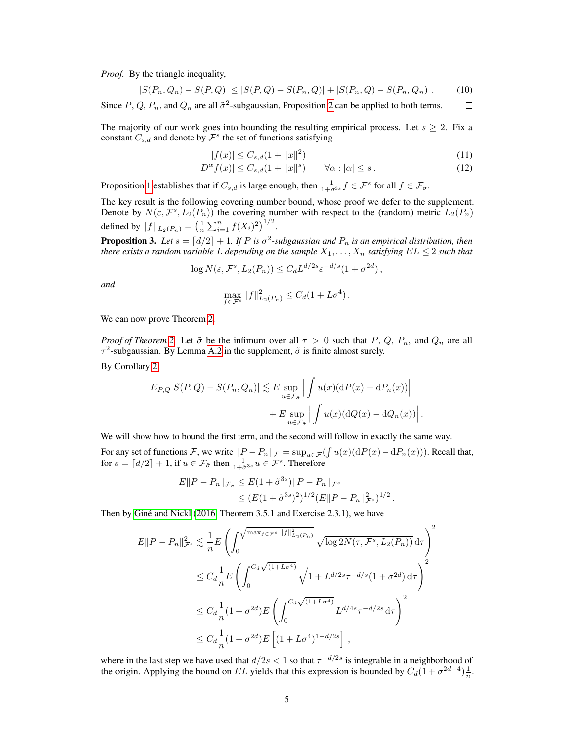*Proof.* By the triangle inequality,

$$|S(P_n, Q_n) - S(P, Q)| \leq |S(P, Q) - S(P_n, Q)| + |S(P_n, Q) - S(P_n, Q_n)| . \tag{10}$$

Since $P$, $Q$, $P_n$, and $Q_n$ are all $\tilde{\sigma}^2$-subgaussian, Proposition 2 can be applied to both terms. $\square$

The majority of our work goes into bounding the resulting empirical process. Let $s \geq 2$. Fix a constant $C_{s,d}$ and denote by $\mathcal{F}^s$ the set of functions satisfying

$$|f(x)| \leq C_{s,d}(1 + \|x\|^2) \tag{11}$$

$$|D^\alpha f(x)| \leq C_{s,d}(1 + \|x\|^s) \qquad \forall \alpha : |\alpha| \leq s . \tag{12}$$

Proposition 1 establishes that if $C_{s,d}$ is large enough, then $\frac{1}{1+\sigma^{3s}} f \in \mathcal{F}^s$ for all $f \in \mathcal{F}_\sigma$.

The key result is the following covering number bound, whose proof we defer to the supplement. Denote by $N(\varepsilon, \mathcal{F}^s, L_2(P_n))$ the covering number with respect to the (random) metric $L_2(P_n)$ defined by $\|f\|_{L_2(P_n)} = \left(\frac{1}{n}\sum_{i=1}^n f(X_i)^2\right)^{1/2}$.

**Proposition 3.** *Let $s = \lceil d/2 \rceil + 1$. If $P$ is $\sigma^2$-subgaussian and $P_n$ is an empirical distribution, then there exists a random variable $L$ depending on the sample $X_1, \ldots, X_n$ satisfying $EL \leq 2$ such that*

$$\log N(\varepsilon, \mathcal{F}^s, L_2(P_n)) \leq C_d L^{d/2s} \varepsilon^{-d/s}(1 + \sigma^{2d}) ,$$

*and*

$$\max_{f \in \mathcal{F}^s} \|f\|^2_{L_2(P_n)} \leq C_d(1 + L\sigma^4) .$$

We can now prove Theorem 2.

*Proof of Theorem 2.* Let $\tilde{\sigma}$ be the infimum over all $\tau > 0$ such that $P$, $Q$, $P_n$, and $Q_n$ are all $\tau^2$-subgaussian. By Lemma A.2 in the supplement, $\tilde{\sigma}$ is finite almost surely.

By Corollary 2,

$$E_{P,Q}|S(P, Q) - S(P_n, Q_n)| \lesssim E \sup_{u \in \mathcal{F}_{\tilde{\sigma}}} \left| \int u(x)(\mathrm{d}P(x) - \mathrm{d}P_n(x)) \right| + E \sup_{u \in \mathcal{F}_{\tilde{\sigma}}} \left| \int u(x)(\mathrm{d}Q(x) - \mathrm{d}Q_n(x)) \right| .$$

We will show how to bound the first term, and the second will follow in exactly the same way.

For any set of functions $\mathcal{F}$, we write $\|P - P_n\|_{\mathcal{F}} = \sup_{u \in \mathcal{F}}(\int u(x)(\mathrm{d}P(x) - \mathrm{d}P_n(x)))$. Recall that, for $s = \lceil d/2 \rceil + 1$, if $u \in \mathcal{F}_{\tilde{\sigma}}$ then $\frac{1}{1+\tilde{\sigma}^{3s}} u \in \mathcal{F}^s$. Therefore

$$\begin{aligned} E\|P - P_n\|_{\mathcal{F}_\sigma} &\leq E(1 + \tilde{\sigma}^{3s})\|P - P_n\|_{\mathcal{F}^s} \\ &\leq (E(1 + \tilde{\sigma}^{3s})^2)^{1/2}(E\|P - P_n\|^2_{\mathcal{F}^s})^{1/2} . \end{aligned}$$

Then by Giné and Nickl (2016, Theorem 3.5.1 and Exercise 2.3.1), we have

$$\begin{aligned} E\|P - P_n\|^2_{\mathcal{F}^s} &\lesssim \frac{1}{n} E\left(\int_0^{\sqrt{\max_{f \in \mathcal{F}^s} \|f\|^2_{L_2(P_n)}}} \sqrt{\log 2N(\tau, \mathcal{F}^s, L_2(P_n))}\, \mathrm{d}\tau\right)^2 \\ &\leq C_d \frac{1}{n} E\left(\int_0^{C_d\sqrt{(1+L\sigma^4)}} \sqrt{1 + L^{d/2s}\tau^{-d/s}(1 + \sigma^{2d})}\, \mathrm{d}\tau\right)^2 \\ &\leq C_d \frac{1}{n}(1 + \sigma^{2d}) E\left(\int_0^{C_d\sqrt{(1+L\sigma^4)}} L^{d/4s}\tau^{-d/2s}\, \mathrm{d}\tau\right)^2 \\ &\leq C_d \frac{1}{n}(1 + \sigma^{2d}) E\left[(1 + L\sigma^4)^{1-d/2s}\right] , \end{aligned}$$

where in the last step we have used that $d/2s < 1$ so that $\tau^{-d/2s}$ is integrable in a neighborhood of the origin. Applying the bound on $EL$ yields that this expression is bounded by $C_d(1 + \sigma^{2d+4})\frac{1}{n}$.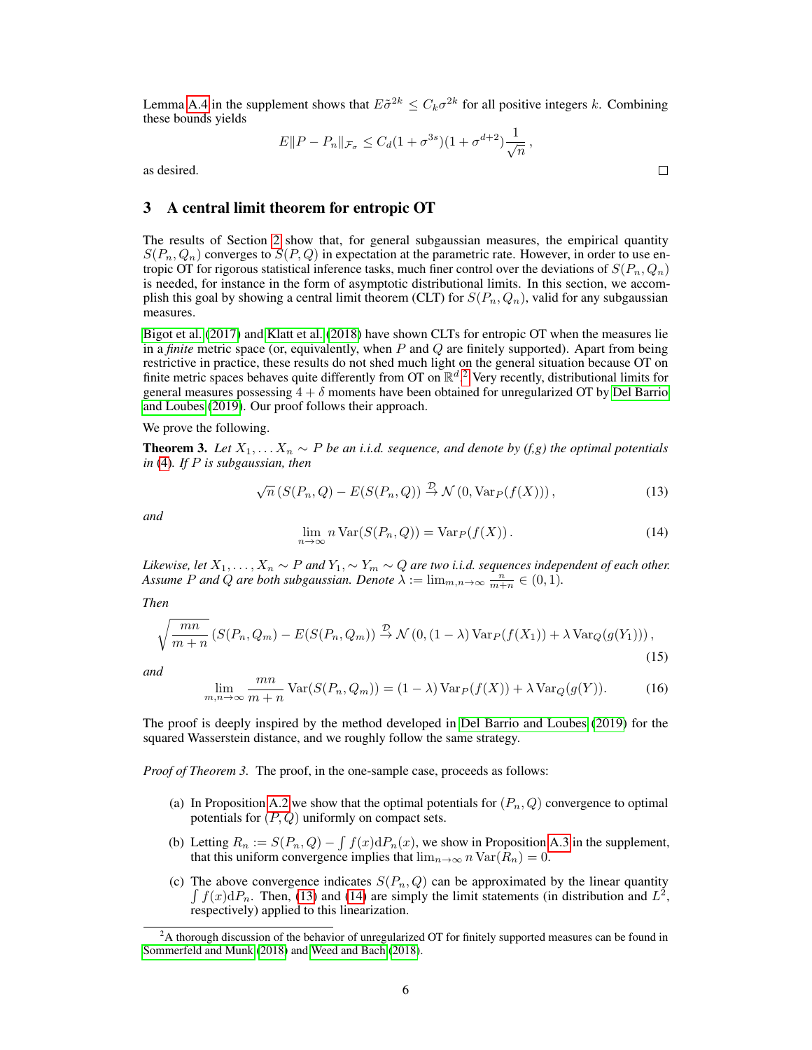Lemma A.4 in the supplement shows that $E\tilde{\sigma}^{2k} \leq C_k \sigma^{2k}$ for all positive integers $k$. Combining these bounds yields

$$E\|P - P_n\|_{\mathcal{F}_\sigma} \leq C_d(1 + \sigma^{3s})(1 + \sigma^{d+2})\frac{1}{\sqrt{n}},$$

as desired. $\square$

## 3 A central limit theorem for entropic OT

The results of Section 2 show that, for general subgaussian measures, the empirical quantity $S(P_n, Q_n)$ converges to $S(P, Q)$ in expectation at the parametric rate. However, in order to use entropic OT for rigorous statistical inference tasks, much finer control over the deviations of $S(P_n, Q_n)$ is needed, for instance in the form of asymptotic distributional limits. In this section, we accomplish this goal by showing a central limit theorem (CLT) for $S(P_n, Q_n)$, valid for any subgaussian measures.

Bigot et al. (2017) and Klatt et al. (2018) have shown CLTs for entropic OT when the measures lie in a *finite* metric space (or, equivalently, when $P$ and $Q$ are finitely supported). Apart from being restrictive in practice, these results do not shed much light on the general situation because OT on finite metric spaces behaves quite differently from OT on $\mathbb{R}^d$.[2] Very recently, distributional limits for general measures possessing $4 + \delta$ moments have been obtained for unregularized OT by Del Barrio and Loubes (2019). Our proof follows their approach.

We prove the following.

**Theorem 3.** *Let $X_1, \ldots X_n \sim P$ be an i.i.d. sequence, and denote by (f,g) the optimal potentials in (4). If $P$ is subgaussian, then*

$$\sqrt{n}\left(S(P_n, Q) - E(S(P_n, Q)\right) \xrightarrow{\mathcal{D}} \mathcal{N}\left(0, \mathrm{Var}_P(f(X))\right), \tag{13}$$

*and*

$$\lim_{n\to\infty} n \,\mathrm{Var}(S(P_n, Q)) = \mathrm{Var}_P(f(X)). \tag{14}$$

*Likewise, let $X_1, \ldots, X_n \sim P$ and $Y_1, \sim Y_m \sim Q$ are two i.i.d. sequences independent of each other. Assume $P$ and $Q$ are both subgaussian. Denote $\lambda := \lim_{m,n\to\infty} \frac{n}{m+n} \in (0, 1)$.*

*Then*

$$\sqrt{\frac{mn}{m+n}}\left(S(P_n, Q_m) - E(S(P_n, Q_m)\right) \xrightarrow{\mathcal{D}} \mathcal{N}\left(0, (1-\lambda)\,\mathrm{Var}_P(f(X_1)) + \lambda\,\mathrm{Var}_Q(g(Y_1))\right), \tag{15}$$

*and*

$$\lim_{m,n\to\infty} \frac{mn}{m+n} \mathrm{Var}(S(P_n, Q_m)) = (1-\lambda)\,\mathrm{Var}_P(f(X)) + \lambda\,\mathrm{Var}_Q(g(Y)). \tag{16}$$

The proof is deeply inspired by the method developed in Del Barrio and Loubes (2019) for the squared Wasserstein distance, and we roughly follow the same strategy.

*Proof of Theorem 3.* The proof, in the one-sample case, proceeds as follows:

(a) In Proposition A.2 we show that the optimal potentials for $(P_n, Q)$ convergence to optimal potentials for $(P, Q)$ uniformly on compact sets.

(b) Letting $R_n := S(P_n, Q) - \int f(x)\mathrm{d}P_n(x)$, we show in Proposition A.3 in the supplement, that this uniform convergence implies that $\lim_{n\to\infty} n \,\mathrm{Var}(R_n) = 0$.

(c) The above convergence indicates $S(P_n, Q)$ can be approximated by the linear quantity $\int f(x)\mathrm{d}P_n$. Then, (13) and (14) are simply the limit statements (in distribution and $L^2$, respectively) applied to this linearization.

[2] A thorough discussion of the behavior of unregularized OT for finitely supported measures can be found in Sommerfeld and Munk (2018) and Weed and Bach (2018).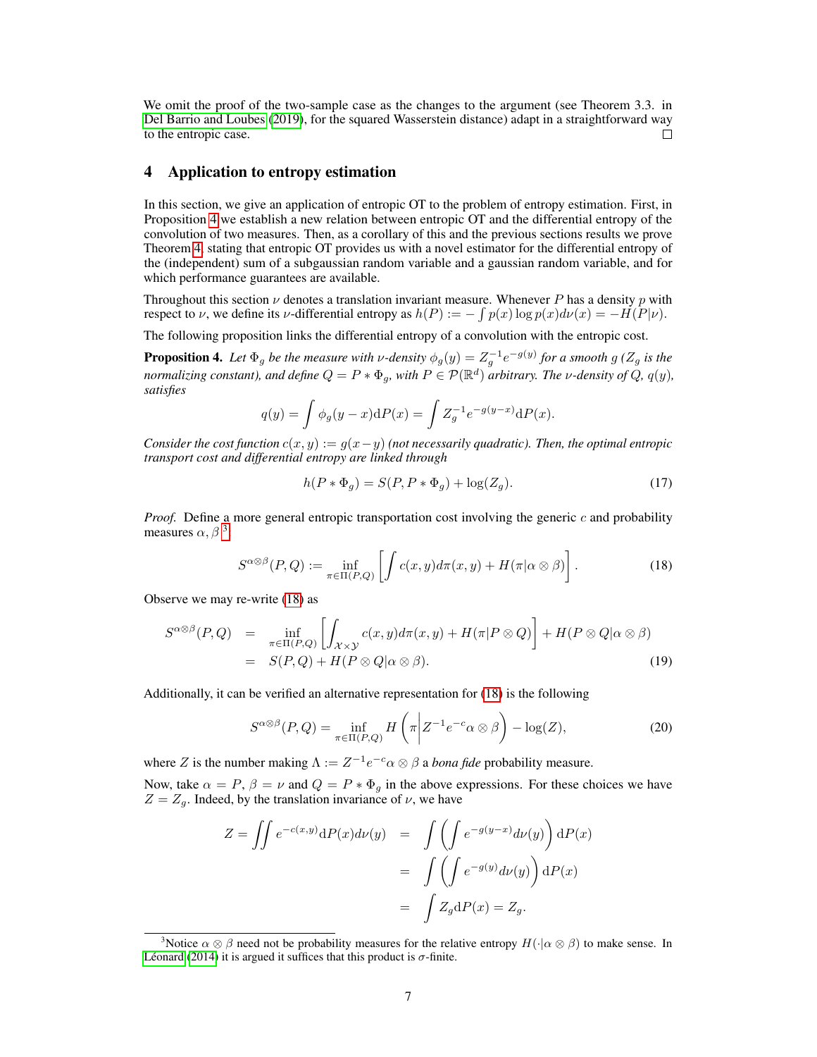We omit the proof of the two-sample case as the changes to the argument (see Theorem 3.3. in Del Barrio and Loubes (2019), for the squared Wasserstein distance) adapt in a straightforward way to the entropic case. □

## 4 Application to entropy estimation

In this section, we give an application of entropic OT to the problem of entropy estimation. First, in Proposition 4 we establish a new relation between entropic OT and the differential entropy of the convolution of two measures. Then, as a corollary of this and the previous sections results we prove Theorem 4, stating that entropic OT provides us with a novel estimator for the differential entropy of the (independent) sum of a subgaussian random variable and a gaussian random variable, and for which performance guarantees are available.

Throughout this section $\nu$ denotes a translation invariant measure. Whenever $P$ has a density $p$ with respect to $\nu$, we define its $\nu$-differential entropy as $h(P) := -\int p(x)\log p(x)d\nu(x) = -H(P|\nu)$.

The following proposition links the differential entropy of a convolution with the entropic cost.

**Proposition 4.** *Let $\Phi_g$ be the measure with $\nu$-density $\phi_g(y) = Z_g^{-1}e^{-g(y)}$ for a smooth $g$ ($Z_g$ is the normalizing constant), and define $Q = P * \Phi_g$, with $P \in \mathcal{P}(\mathbb{R}^d)$ arbitrary. The $\nu$-density of $Q$, $q(y)$, satisfies*

$$q(y) = \int \phi_g(y-x)\mathrm{d}P(x) = \int Z_g^{-1}e^{-g(y-x)}\mathrm{d}P(x).$$

*Consider the cost function $c(x,y) := g(x-y)$ (not necessarily quadratic). Then, the optimal entropic transport cost and differential entropy are linked through*

$$h(P * \Phi_g) = S(P, P * \Phi_g) + \log(Z_g). \tag{17}$$

*Proof.* Define a more general entropic transportation cost involving the generic $c$ and probability measures $\alpha, \beta$ [3]

$$S^{\alpha\otimes\beta}(P,Q) := \inf_{\pi\in\Pi(P,Q)}\left[\int c(x,y)d\pi(x,y) + H(\pi|\alpha\otimes\beta)\right]. \tag{18}$$

Observe we may re-write (18) as

$$\begin{aligned} S^{\alpha\otimes\beta}(P,Q) &= \inf_{\pi\in\Pi(P,Q)}\left[\int_{\mathcal{X}\times\mathcal{Y}} c(x,y)d\pi(x,y) + H(\pi|P\otimes Q)\right] + H(P\otimes Q|\alpha\otimes\beta) \\ &= S(P,Q) + H(P\otimes Q|\alpha\otimes\beta). \end{aligned} \tag{19}$$

Additionally, it can be verified an alternative representation for (18) is the following

$$S^{\alpha\otimes\beta}(P,Q) = \inf_{\pi\in\Pi(P,Q)} H\left(\pi \middle| Z^{-1}e^{-c}\alpha\otimes\beta\right) - \log(Z), \tag{20}$$

where $Z$ is the number making $\Lambda := Z^{-1}e^{-c}\alpha\otimes\beta$ a *bona fide* probability measure.

Now, take $\alpha = P$, $\beta = \nu$ and $Q = P * \Phi_g$ in the above expressions. For these choices we have $Z = Z_g$. Indeed, by the translation invariance of $\nu$, we have

$$\begin{aligned} Z = \iint e^{-c(x,y)}\mathrm{d}P(x)d\nu(y) &= \int\left(\int e^{-g(y-x)}d\nu(y)\right)\mathrm{d}P(x) \\ &= \int\left(\int e^{-g(y)}d\nu(y)\right)\mathrm{d}P(x) \\ &= \int Z_g \mathrm{d}P(x) = Z_g. \end{aligned}$$

[3] Notice $\alpha\otimes\beta$ need not be probability measures for the relative entropy $H(\cdot|\alpha\otimes\beta)$ to make sense. In Léonard (2014) it is argued it suffices that this product is $\sigma$-finite.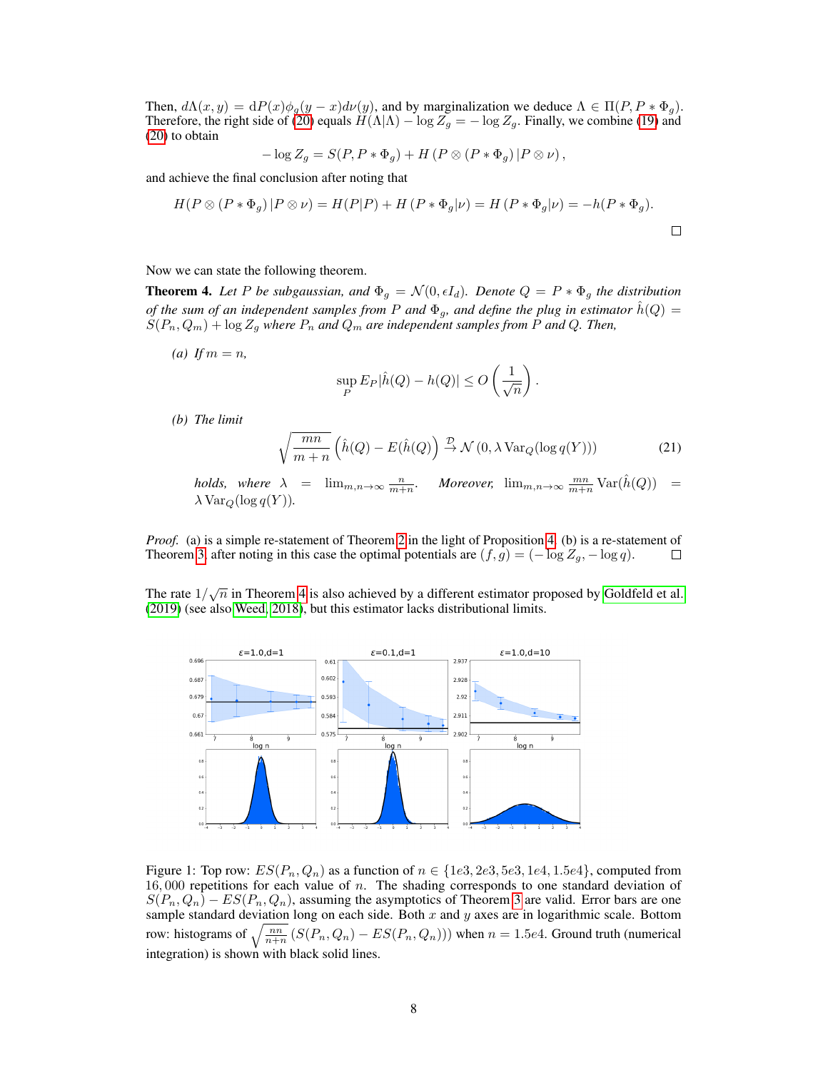Then, $d\Lambda(x, y) = \mathrm{d}P(x)\phi_g(y - x)d\nu(y)$, and by marginalization we deduce $\Lambda \in \Pi(P, P * \Phi_g)$. Therefore, the right side of (20) equals $H(\Lambda|\Lambda) - \log Z_g = -\log Z_g$. Finally, we combine (19) and (20) to obtain

$$-\log Z_g = S(P, P * \Phi_g) + H\left(P \otimes (P * \Phi_g)\,|P \otimes \nu\right),$$

and achieve the final conclusion after noting that

$$H(P \otimes (P * \Phi_g)\,|P \otimes \nu) = H(P|P) + H\left(P * \Phi_g|\nu\right) = H\left(P * \Phi_g|\nu\right) = -h(P * \Phi_g).$$

□

Now we can state the following theorem.

**Theorem 4.** *Let $P$ be subgaussian, and $\Phi_g = \mathcal{N}(0, \epsilon I_d)$. Denote $Q = P * \Phi_g$ the distribution of the sum of an independent samples from $P$ and $\Phi_g$, and define the plug in estimator $\hat{h}(Q) = S(P_n, Q_m) + \log Z_g$ where $P_n$ and $Q_m$ are independent samples from $P$ and $Q$. Then,*

*(a) If $m = n$,*

$$\sup_P E_P|\hat{h}(Q) - h(Q)| \leq O\left(\frac{1}{\sqrt{n}}\right).$$

*(b) The limit*

$$\sqrt{\frac{mn}{m+n}}\left(\hat{h}(Q) - E(\hat{h}(Q))\right) \xrightarrow{\mathcal{D}} \mathcal{N}\left(0, \lambda\,\mathrm{Var}_Q(\log q(Y))\right) \tag{21}$$

*holds, where $\lambda = \lim_{m,n\to\infty} \frac{n}{m+n}$. Moreover, $\lim_{m,n\to\infty} \frac{mn}{m+n}\mathrm{Var}(\hat{h}(Q)) = \lambda\,\mathrm{Var}_Q(\log q(Y))$.*

*Proof.* (a) is a simple re-statement of Theorem 2 in the light of Proposition 4. (b) is a re-statement of Theorem 3 after noting in this case the optimal potentials are $(f, g) = (-\log Z_g, -\log q)$. □

The rate $1/\sqrt{n}$ in Theorem 4 is also achieved by a different estimator proposed by Goldfeld et al. (2019) (see also Weed, 2018), but this estimator lacks distributional limits.

Figure 1: Top row: $ES(P_n, Q_n)$ as a function of $n \in \{1e3, 2e3, 5e3, 1e4, 1.5e4\}$, computed from $16,000$ repetitions for each value of $n$. The shading corresponds to one standard deviation of $S(P_n, Q_n) - ES(P_n, Q_n)$, assuming the asymptotics of Theorem 3 are valid. Error bars are one sample standard deviation long on each side. Both $x$ and $y$ axes are in logarithmic scale. Bottom row: histograms of $\sqrt{\frac{nn}{n+n}}\left(S(P_n, Q_n) - ES(P_n, Q_n)\right)$ when $n = 1.5e4$. Ground truth (numerical integration) is shown with black solid lines.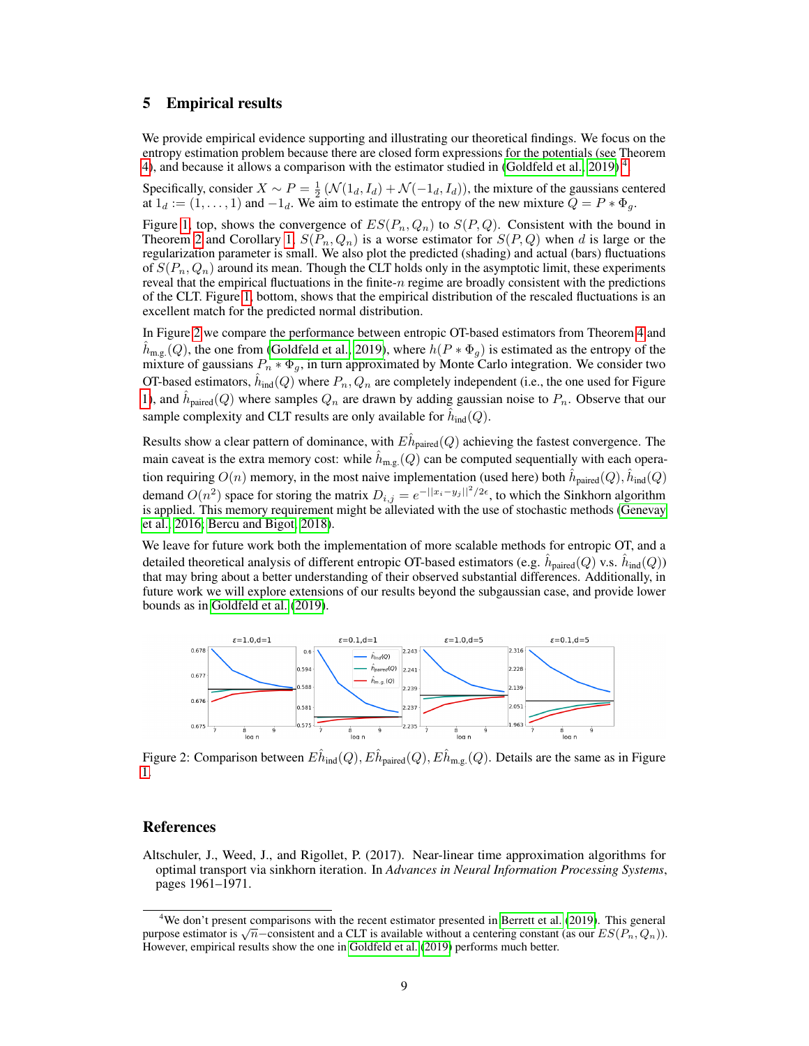## 5 Empirical results

We provide empirical evidence supporting and illustrating our theoretical findings. We focus on the entropy estimation problem because there are closed form expressions for the potentials (see Theorem 4), and because it allows a comparison with the estimator studied in (Goldfeld et al., 2019) [4].

Specifically, consider $X \sim P = \frac{1}{2}\left(\mathcal{N}(1_d, I_d) + \mathcal{N}(-1_d, I_d)\right)$, the mixture of the gaussians centered at $1_d := (1, \ldots, 1)$ and $-1_d$. We aim to estimate the entropy of the new mixture $Q = P * \Phi_g$.

Figure 1, top, shows the convergence of $ES(P_n, Q_n)$ to $S(P, Q)$. Consistent with the bound in Theorem 2 and Corollary 1, $S(P_n, Q_n)$ is a worse estimator for $S(P, Q)$ when $d$ is large or the regularization parameter is small. We also plot the predicted (shading) and actual (bars) fluctuations of $S(P_n, Q_n)$ around its mean. Though the CLT holds only in the asymptotic limit, these experiments reveal that the empirical fluctuations in the finite-$n$ regime are broadly consistent with the predictions of the CLT. Figure 1, bottom, shows that the empirical distribution of the rescaled fluctuations is an excellent match for the predicted normal distribution.

In Figure 2 we compare the performance between entropic OT-based estimators from Theorem 4 and $\hat{h}_{\text{m.g.}}(Q)$, the one from (Goldfeld et al., 2019), where $h(P * \Phi_g)$ is estimated as the entropy of the mixture of gaussians $P_n * \Phi_g$, in turn approximated by Monte Carlo integration. We consider two OT-based estimators, $\hat{h}_{\text{ind}}(Q)$ where $P_n, Q_n$ are completely independent (i.e., the one used for Figure 1), and $\hat{h}_{\text{paired}}(Q)$ where samples $Q_n$ are drawn by adding gaussian noise to $P_n$. Observe that our sample complexity and CLT results are only available for $\hat{h}_{\text{ind}}(Q)$.

Results show a clear pattern of dominance, with $E\hat{h}_{\text{paired}}(Q)$ achieving the fastest convergence. The main caveat is the extra memory cost: while $\hat{h}_{\text{m.g.}}(Q)$ can be computed sequentially with each operation requiring $O(n)$ memory, in the most naive implementation (used here) both $\hat{h}_{\text{paired}}(Q), \hat{h}_{\text{ind}}(Q)$ demand $O(n^2)$ space for storing the matrix $D_{i,j} = e^{-||x_i - y_j||^2/2\epsilon}$, to which the Sinkhorn algorithm is applied. This memory requirement might be alleviated with the use of stochastic methods (Genevay et al., 2016; Bercu and Bigot, 2018).

We leave for future work both the implementation of more scalable methods for entropic OT, and a detailed theoretical analysis of different entropic OT-based estimators (e.g. $\hat{h}_{\text{paired}}(Q)$ v.s. $\hat{h}_{\text{ind}}(Q)$) that may bring about a better understanding of their observed substantial differences. Additionally, in future work we will explore extensions of our results beyond the subgaussian case, and provide lower bounds as in Goldfeld et al. (2019).

Figure 2: Comparison between $E\hat{h}_{\text{ind}}(Q), E\hat{h}_{\text{paired}}(Q), E\hat{h}_{\text{m.g.}}(Q)$. Details are the same as in Figure 1.

## References

Altschuler, J., Weed, J., and Rigollet, P. (2017). Near-linear time approximation algorithms for optimal transport via sinkhorn iteration. In *Advances in Neural Information Processing Systems*, pages 1961–1971.

[4] We don't present comparisons with the recent estimator presented in Berrett et al. (2019). This general purpose estimator is $\sqrt{n}$−consistent and a CLT is available without a centering constant (as our $ES(P_n, Q_n)$). However, empirical results show the one in Goldfeld et al. (2019) performs much better.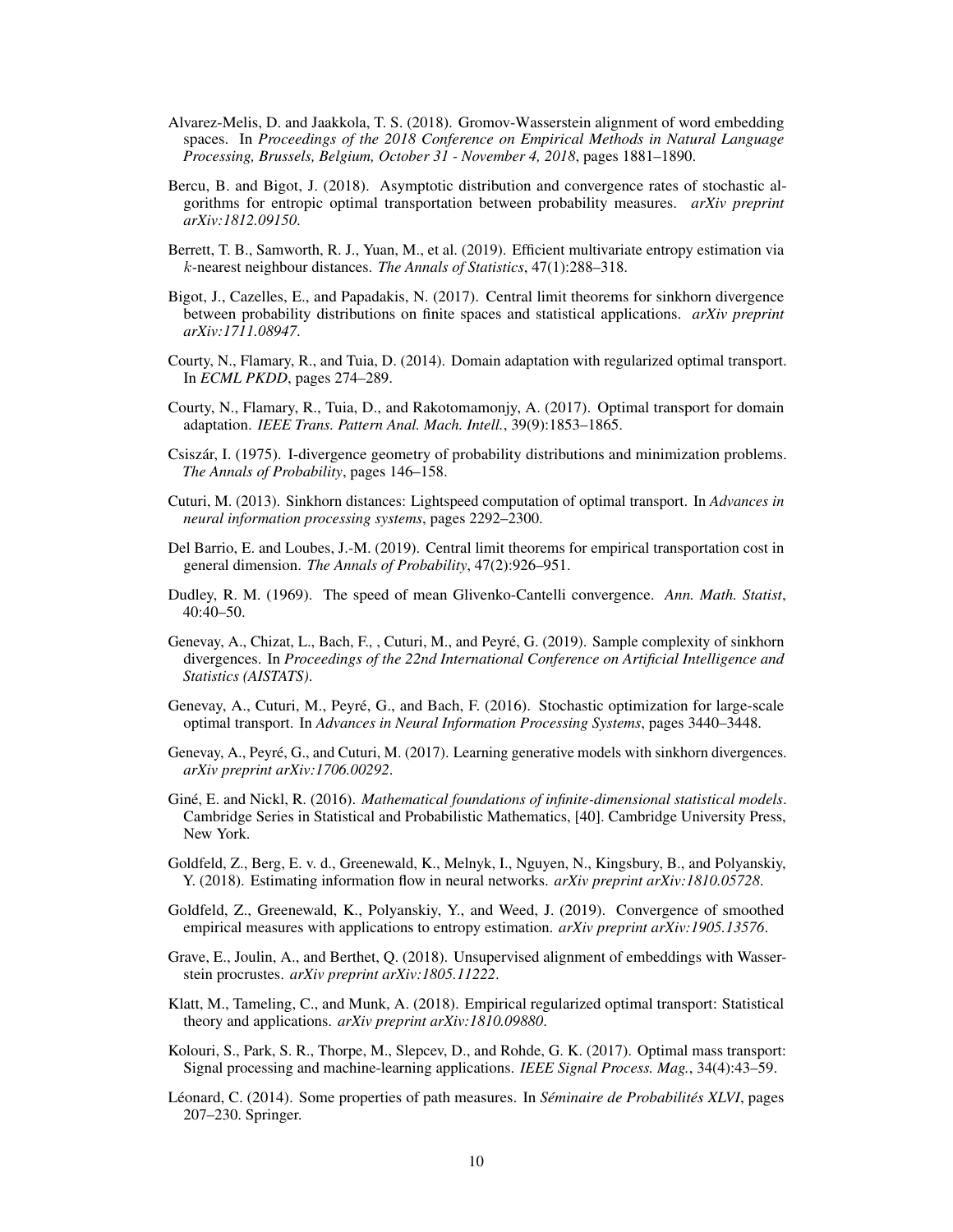Alvarez-Melis, D. and Jaakkola, T. S. (2018). Gromov-Wasserstein alignment of word embedding spaces. In *Proceedings of the 2018 Conference on Empirical Methods in Natural Language Processing, Brussels, Belgium, October 31 - November 4, 2018*, pages 1881–1890.

Bercu, B. and Bigot, J. (2018). Asymptotic distribution and convergence rates of stochastic algorithms for entropic optimal transportation between probability measures. *arXiv preprint arXiv:1812.09150*.

Berrett, T. B., Samworth, R. J., Yuan, M., et al. (2019). Efficient multivariate entropy estimation via $k$-nearest neighbour distances. *The Annals of Statistics*, 47(1):288–318.

Bigot, J., Cazelles, E., and Papadakis, N. (2017). Central limit theorems for sinkhorn divergence between probability distributions on finite spaces and statistical applications. *arXiv preprint arXiv:1711.08947*.

Courty, N., Flamary, R., and Tuia, D. (2014). Domain adaptation with regularized optimal transport. In *ECML PKDD*, pages 274–289.

Courty, N., Flamary, R., Tuia, D., and Rakotomamonjy, A. (2017). Optimal transport for domain adaptation. *IEEE Trans. Pattern Anal. Mach. Intell.*, 39(9):1853–1865.

Csiszár, I. (1975). I-divergence geometry of probability distributions and minimization problems. *The Annals of Probability*, pages 146–158.

Cuturi, M. (2013). Sinkhorn distances: Lightspeed computation of optimal transport. In *Advances in neural information processing systems*, pages 2292–2300.

Del Barrio, E. and Loubes, J.-M. (2019). Central limit theorems for empirical transportation cost in general dimension. *The Annals of Probability*, 47(2):926–951.

Dudley, R. M. (1969). The speed of mean Glivenko-Cantelli convergence. *Ann. Math. Statist*, 40:40–50.

Genevay, A., Chizat, L., Bach, F., , Cuturi, M., and Peyré, G. (2019). Sample complexity of sinkhorn divergences. In *Proceedings of the 22nd International Conference on Artificial Intelligence and Statistics (AISTATS)*.

Genevay, A., Cuturi, M., Peyré, G., and Bach, F. (2016). Stochastic optimization for large-scale optimal transport. In *Advances in Neural Information Processing Systems*, pages 3440–3448.

Genevay, A., Peyré, G., and Cuturi, M. (2017). Learning generative models with sinkhorn divergences. *arXiv preprint arXiv:1706.00292*.

Giné, E. and Nickl, R. (2016). *Mathematical foundations of infinite-dimensional statistical models*. Cambridge Series in Statistical and Probabilistic Mathematics, [40]. Cambridge University Press, New York.

Goldfeld, Z., Berg, E. v. d., Greenewald, K., Melnyk, I., Nguyen, N., Kingsbury, B., and Polyanskiy, Y. (2018). Estimating information flow in neural networks. *arXiv preprint arXiv:1810.05728*.

Goldfeld, Z., Greenewald, K., Polyanskiy, Y., and Weed, J. (2019). Convergence of smoothed empirical measures with applications to entropy estimation. *arXiv preprint arXiv:1905.13576*.

Grave, E., Joulin, A., and Berthet, Q. (2018). Unsupervised alignment of embeddings with Wasserstein procrustes. *arXiv preprint arXiv:1805.11222*.

Klatt, M., Tameling, C., and Munk, A. (2018). Empirical regularized optimal transport: Statistical theory and applications. *arXiv preprint arXiv:1810.09880*.

Kolouri, S., Park, S. R., Thorpe, M., Slepcev, D., and Rohde, G. K. (2017). Optimal mass transport: Signal processing and machine-learning applications. *IEEE Signal Process. Mag.*, 34(4):43–59.

Léonard, C. (2014). Some properties of path measures. In *Séminaire de Probabilités XLVI*, pages 207–230. Springer.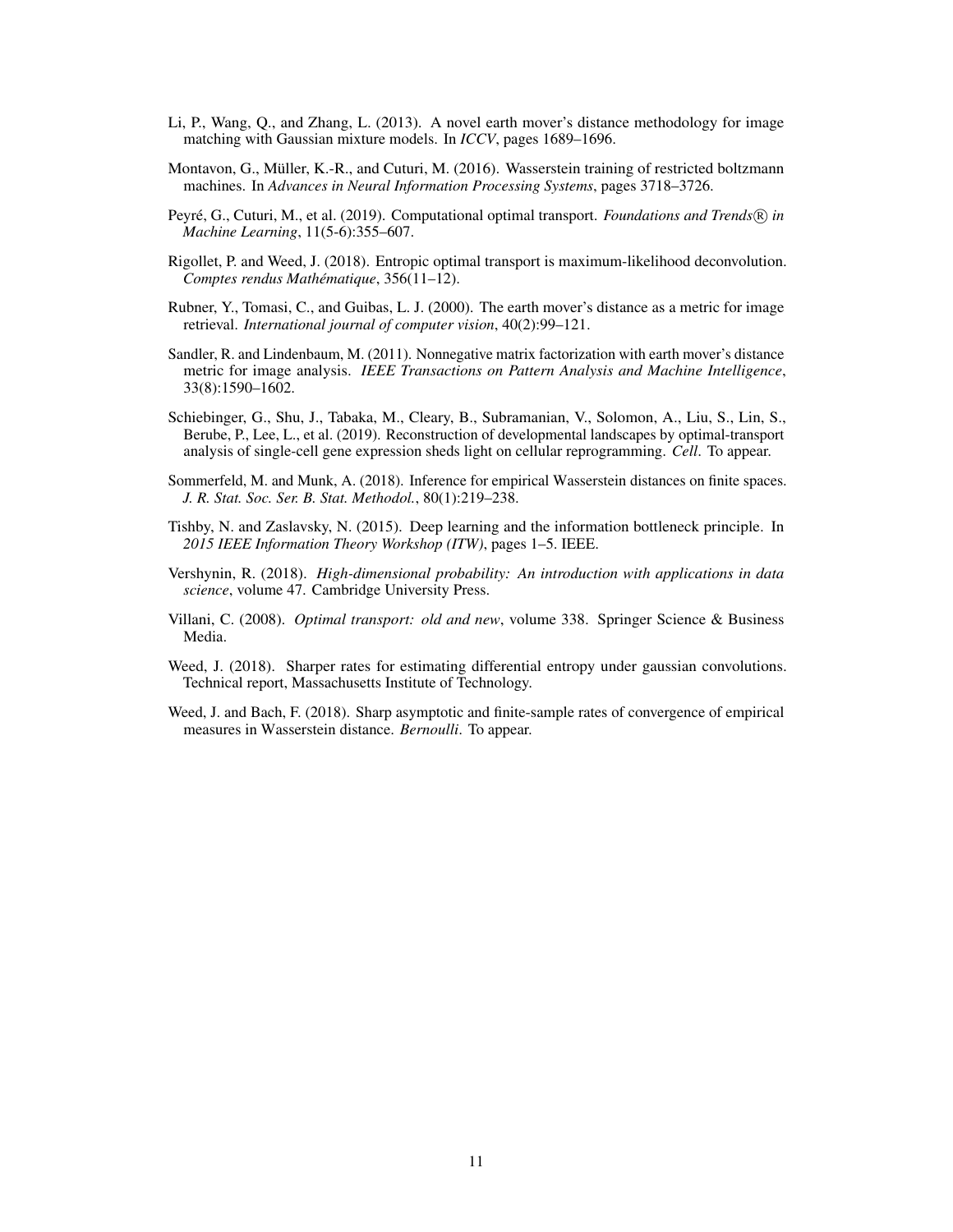Li, P., Wang, Q., and Zhang, L. (2013). A novel earth mover's distance methodology for image matching with Gaussian mixture models. In *ICCV*, pages 1689–1696.

Montavon, G., Müller, K.-R., and Cuturi, M. (2016). Wasserstein training of restricted boltzmann machines. In *Advances in Neural Information Processing Systems*, pages 3718–3726.

Peyré, G., Cuturi, M., et al. (2019). Computational optimal transport. *Foundations and Trends® in Machine Learning*, 11(5-6):355–607.

Rigollet, P. and Weed, J. (2018). Entropic optimal transport is maximum-likelihood deconvolution. *Comptes rendus Mathématique*, 356(11–12).

Rubner, Y., Tomasi, C., and Guibas, L. J. (2000). The earth mover's distance as a metric for image retrieval. *International journal of computer vision*, 40(2):99–121.

Sandler, R. and Lindenbaum, M. (2011). Nonnegative matrix factorization with earth mover's distance metric for image analysis. *IEEE Transactions on Pattern Analysis and Machine Intelligence*, 33(8):1590–1602.

Schiebinger, G., Shu, J., Tabaka, M., Cleary, B., Subramanian, V., Solomon, A., Liu, S., Lin, S., Berube, P., Lee, L., et al. (2019). Reconstruction of developmental landscapes by optimal-transport analysis of single-cell gene expression sheds light on cellular reprogramming. *Cell*. To appear.

Sommerfeld, M. and Munk, A. (2018). Inference for empirical Wasserstein distances on finite spaces. *J. R. Stat. Soc. Ser. B. Stat. Methodol.*, 80(1):219–238.

Tishby, N. and Zaslavsky, N. (2015). Deep learning and the information bottleneck principle. In *2015 IEEE Information Theory Workshop (ITW)*, pages 1–5. IEEE.

Vershynin, R. (2018). *High-dimensional probability: An introduction with applications in data science*, volume 47. Cambridge University Press.

Villani, C. (2008). *Optimal transport: old and new*, volume 338. Springer Science & Business Media.

Weed, J. (2018). Sharper rates for estimating differential entropy under gaussian convolutions. Technical report, Massachusetts Institute of Technology.

Weed, J. and Bach, F. (2018). Sharp asymptotic and finite-sample rates of convergence of empirical measures in Wasserstein distance. *Bernoulli*. To appear.